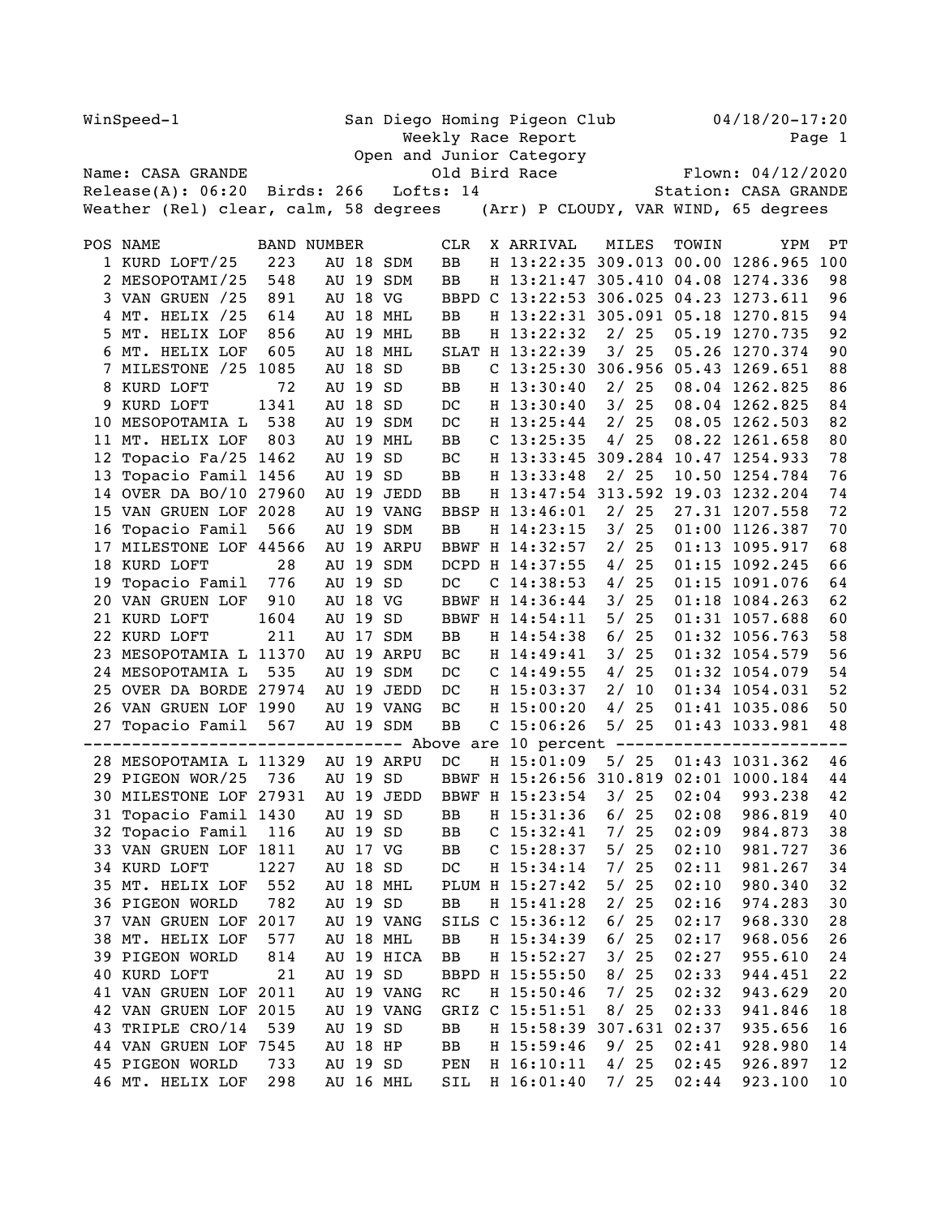WinSpeed-1 San Diego Homing Pigeon Club 04/18/20-17:20

Weekly Race Report

Open and Junior Category

Name: CASA GRANDE Old Bird Race Flown: 04/12/2020

Release(A): 06:20 Birds: 266 Lofts: 14 Station: CASA GRANDE

Weather (Rel) clear, calm, 58 degrees (Arr) P CLOUDY, VAR WIND, 65 degrees

| POS | NAME | BAND NUMBER | | | | CLR | X | ARRIVAL | MILES | TOWIN | YPM | PT |
|---|---|---|---|---|---|---|---|---|---|---|---|---|
| 1 | KURD LOFT/25 | 223 | AU | 18 | SDM | BB | H | 13:22:35 | 309.013 | 00.00 | 1286.965 | 100 |
| 2 | MESOPOTAMI/25 | 548 | AU | 19 | SDM | BB | H | 13:21:47 | 305.410 | 04.08 | 1274.336 | 98 |
| 3 | VAN GRUEN /25 | 891 | AU | 18 | VG | BBPD | C | 13:22:53 | 306.025 | 04.23 | 1273.611 | 96 |
| 4 | MT. HELIX /25 | 614 | AU | 18 | MHL | BB | H | 13:22:31 | 305.091 | 05.18 | 1270.815 | 94 |
| 5 | MT. HELIX LOF | 856 | AU | 19 | MHL | BB | H | 13:22:32 | 2/ 25 | 05.19 | 1270.735 | 92 |
| 6 | MT. HELIX LOF | 605 | AU | 18 | MHL | SLAT | H | 13:22:39 | 3/ 25 | 05.26 | 1270.374 | 90 |
| 7 | MILESTONE /25 | 1085 | AU | 18 | SD | BB | C | 13:25:30 | 306.956 | 05.43 | 1269.651 | 88 |
| 8 | KURD LOFT | 72 | AU | 19 | SD | BB | H | 13:30:40 | 2/ 25 | 08.04 | 1262.825 | 86 |
| 9 | KURD LOFT | 1341 | AU | 18 | SD | DC | H | 13:30:40 | 3/ 25 | 08.04 | 1262.825 | 84 |
| 10 | MESOPOTAMIA L | 538 | AU | 19 | SDM | DC | H | 13:25:44 | 2/ 25 | 08.05 | 1262.503 | 82 |
| 11 | MT. HELIX LOF | 803 | AU | 19 | MHL | BB | C | 13:25:35 | 4/ 25 | 08.22 | 1261.658 | 80 |
| 12 | Topacio Fa/25 | 1462 | AU | 19 | SD | BC | H | 13:33:45 | 309.284 | 10.47 | 1254.933 | 78 |
| 13 | Topacio Famil | 1456 | AU | 19 | SD | BB | H | 13:33:48 | 2/ 25 | 10.50 | 1254.784 | 76 |
| 14 | OVER DA BO/10 | 27960 | AU | 19 | JEDD | BB | H | 13:47:54 | 313.592 | 19.03 | 1232.204 | 74 |
| 15 | VAN GRUEN LOF | 2028 | AU | 19 | VANG | BBSP | H | 13:46:01 | 2/ 25 | 27.31 | 1207.558 | 72 |
| 16 | Topacio Famil | 566 | AU | 19 | SDM | BB | H | 14:23:15 | 3/ 25 | 01:00 | 1126.387 | 70 |
| 17 | MILESTONE LOF | 44566 | AU | 19 | ARPU | BBWF | H | 14:32:57 | 2/ 25 | 01:13 | 1095.917 | 68 |
| 18 | KURD LOFT | 28 | AU | 19 | SDM | DCPD | H | 14:37:55 | 4/ 25 | 01:15 | 1092.245 | 66 |
| 19 | Topacio Famil | 776 | AU | 19 | SD | DC | C | 14:38:53 | 4/ 25 | 01:15 | 1091.076 | 64 |
| 20 | VAN GRUEN LOF | 910 | AU | 18 | VG | BBWF | H | 14:36:44 | 3/ 25 | 01:18 | 1084.263 | 62 |
| 21 | KURD LOFT | 1604 | AU | 19 | SD | BBWF | H | 14:54:11 | 5/ 25 | 01:31 | 1057.688 | 60 |
| 22 | KURD LOFT | 211 | AU | 17 | SDM | BB | H | 14:54:38 | 6/ 25 | 01:32 | 1056.763 | 58 |
| 23 | MESOPOTAMIA L | 11370 | AU | 19 | ARPU | BC | H | 14:49:41 | 3/ 25 | 01:32 | 1054.579 | 56 |
| 24 | MESOPOTAMIA L | 535 | AU | 19 | SDM | DC | C | 14:49:55 | 4/ 25 | 01:32 | 1054.079 | 54 |
| 25 | OVER DA BORDE | 27974 | AU | 19 | JEDD | DC | H | 15:03:37 | 2/ 10 | 01:34 | 1054.031 | 52 |
| 26 | VAN GRUEN LOF | 1990 | AU | 19 | VANG | BC | H | 15:00:20 | 4/ 25 | 01:41 | 1035.086 | 50 |
| 27 | Topacio Famil | 567 | AU | 19 | SDM | BB | C | 15:06:26 | 5/ 25 | 01:43 | 1033.981 | 48 |
| | ----- Above are 10 percent ----- | | | | | | | | | | | |
| 28 | MESOPOTAMIA L | 11329 | AU | 19 | ARPU | DC | H | 15:01:09 | 5/ 25 | 01:43 | 1031.362 | 46 |
| 29 | PIGEON WOR/25 | 736 | AU | 19 | SD | BBWF | H | 15:26:56 | 310.819 | 02:01 | 1000.184 | 44 |
| 30 | MILESTONE LOF | 27931 | AU | 19 | JEDD | BBWF | H | 15:23:54 | 3/ 25 | 02:04 | 993.238 | 42 |
| 31 | Topacio Famil | 1430 | AU | 19 | SD | BB | H | 15:31:36 | 6/ 25 | 02:08 | 986.819 | 40 |
| 32 | Topacio Famil | 116 | AU | 19 | SD | BB | C | 15:32:41 | 7/ 25 | 02:09 | 984.873 | 38 |
| 33 | VAN GRUEN LOF | 1811 | AU | 17 | VG | BB | C | 15:28:37 | 5/ 25 | 02:10 | 981.727 | 36 |
| 34 | KURD LOFT | 1227 | AU | 18 | SD | DC | H | 15:34:14 | 7/ 25 | 02:11 | 981.267 | 34 |
| 35 | MT. HELIX LOF | 552 | AU | 18 | MHL | PLUM | H | 15:27:42 | 5/ 25 | 02:10 | 980.340 | 32 |
| 36 | PIGEON WORLD | 782 | AU | 19 | SD | BB | H | 15:41:28 | 2/ 25 | 02:16 | 974.283 | 30 |
| 37 | VAN GRUEN LOF | 2017 | AU | 19 | VANG | SILS | C | 15:36:12 | 6/ 25 | 02:17 | 968.330 | 28 |
| 38 | MT. HELIX LOF | 577 | AU | 18 | MHL | BB | H | 15:34:39 | 6/ 25 | 02:17 | 968.056 | 26 |
| 39 | PIGEON WORLD | 814 | AU | 19 | HICA | BB | H | 15:52:27 | 3/ 25 | 02:27 | 955.610 | 24 |
| 40 | KURD LOFT | 21 | AU | 19 | SD | BBPD | H | 15:55:50 | 8/ 25 | 02:33 | 944.451 | 22 |
| 41 | VAN GRUEN LOF | 2011 | AU | 19 | VANG | RC | H | 15:50:46 | 7/ 25 | 02:32 | 943.629 | 20 |
| 42 | VAN GRUEN LOF | 2015 | AU | 19 | VANG | GRIZ | C | 15:51:51 | 8/ 25 | 02:33 | 941.846 | 18 |
| 43 | TRIPLE CRO/14 | 539 | AU | 19 | SD | BB | H | 15:58:39 | 307.631 | 02:37 | 935.656 | 16 |
| 44 | VAN GRUEN LOF | 7545 | AU | 18 | HP | BB | H | 15:59:46 | 9/ 25 | 02:41 | 928.980 | 14 |
| 45 | PIGEON WORLD | 733 | AU | 19 | SD | PEN | H | 16:10:11 | 4/ 25 | 02:45 | 926.897 | 12 |
| 46 | MT. HELIX LOF | 298 | AU | 16 | MHL | SIL | H | 16:01:40 | 7/ 25 | 02:44 | 923.100 | 10 |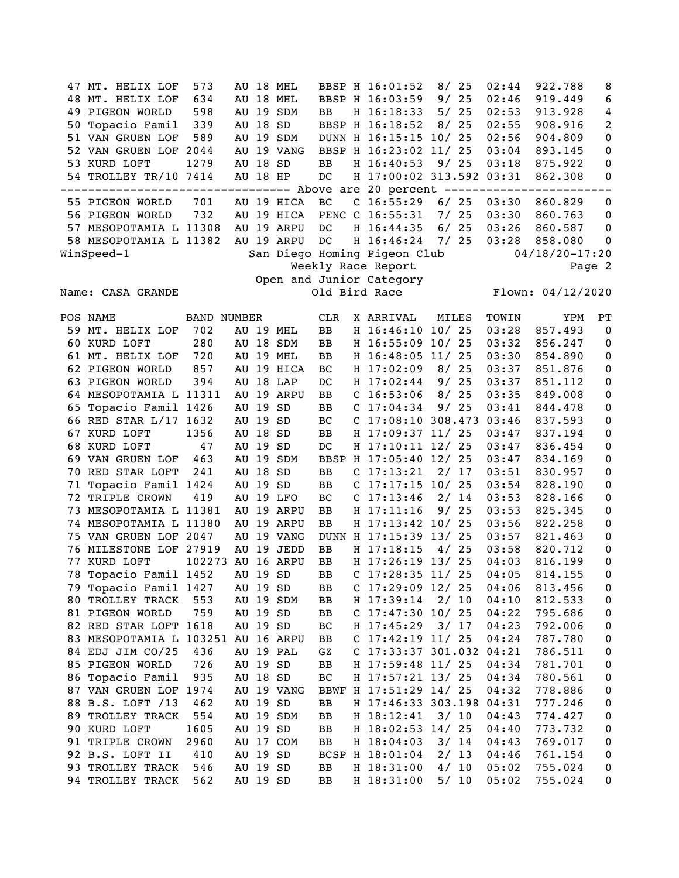| POS | NAME | BAND NUMBER | | | CLR | X | ARRIVAL | MILES | TOWIN | YPM | PT |
|---|---|---|---|---|---|---|---|---|---|---|---|
| 47 | MT. HELIX LOF | 573 | AU 18 | MHL | BBSP | H | 16:01:52 | 8/ 25 | 02:44 | 922.788 | 8 |
| 48 | MT. HELIX LOF | 634 | AU 18 | MHL | BBSP | H | 16:03:59 | 9/ 25 | 02:46 | 919.449 | 6 |
| 49 | PIGEON WORLD | 598 | AU 19 | SDM | BB | H | 16:18:33 | 5/ 25 | 02:53 | 913.928 | 4 |
| 50 | Topacio Famil | 339 | AU 18 | SD | BBSP | H | 16:18:52 | 8/ 25 | 02:55 | 908.916 | 2 |
| 51 | VAN GRUEN LOF | 589 | AU 19 | SDM | DUNN | H | 16:15:15 | 10/ 25 | 02:56 | 904.809 | 0 |
| 52 | VAN GRUEN LOF | 2044 | AU 19 | VANG | BBSP | H | 16:23:02 | 11/ 25 | 03:04 | 893.145 | 0 |
| 53 | KURD LOFT | 1279 | AU 18 | SD | BB | H | 16:40:53 | 9/ 25 | 03:18 | 875.922 | 0 |
| 54 | TROLLEY TR/10 | 7414 | AU 18 | HP | DC | H | 17:00:02 | 313.592 | 03:31 | 862.308 | 0 |
| | -------------------------------- Above are 20 percent ----------------------- | | | | | | | | | | |
| 55 | PIGEON WORLD | 701 | AU 19 | HICA | BC | C | 16:55:29 | 6/ 25 | 03:30 | 860.829 | 0 |
| 56 | PIGEON WORLD | 732 | AU 19 | HICA | PENC | C | 16:55:31 | 7/ 25 | 03:30 | 860.763 | 0 |
| 57 | MESOPOTAMIA L | 11308 | AU 19 | ARPU | DC | H | 16:44:35 | 6/ 25 | 03:26 | 860.587 | 0 |
| 58 | MESOPOTAMIA L | 11382 | AU 19 | ARPU | DC | H | 16:46:24 | 7/ 25 | 03:28 | 858.080 | 0 |

WinSpeed-1 San Diego Homing Pigeon Club 04/18/20-17:20

Weekly Race Report

Open and Junior Category

Name: CASA GRANDE Old Bird Race Flown: 04/12/2020

| POS | NAME | BAND NUMBER | | | CLR | X | ARRIVAL | MILES | TOWIN | YPM | PT |
|---|---|---|---|---|---|---|---|---|---|---|---|
| 59 | MT. HELIX LOF | 702 | AU 19 | MHL | BB | H | 16:46:10 | 10/ 25 | 03:28 | 857.493 | 0 |
| 60 | KURD LOFT | 280 | AU 18 | SDM | BB | H | 16:55:09 | 10/ 25 | 03:32 | 856.247 | 0 |
| 61 | MT. HELIX LOF | 720 | AU 19 | MHL | BB | H | 16:48:05 | 11/ 25 | 03:30 | 854.890 | 0 |
| 62 | PIGEON WORLD | 857 | AU 19 | HICA | BC | H | 17:02:09 | 8/ 25 | 03:37 | 851.876 | 0 |
| 63 | PIGEON WORLD | 394 | AU 18 | LAP | DC | H | 17:02:44 | 9/ 25 | 03:37 | 851.112 | 0 |
| 64 | MESOPOTAMIA L | 11311 | AU 19 | ARPU | BB | C | 16:53:06 | 8/ 25 | 03:35 | 849.008 | 0 |
| 65 | Topacio Famil | 1426 | AU 19 | SD | BB | C | 17:04:34 | 9/ 25 | 03:41 | 844.478 | 0 |
| 66 | RED STAR L/17 | 1632 | AU 19 | SD | BC | C | 17:08:10 | 308.473 | 03:46 | 837.593 | 0 |
| 67 | KURD LOFT | 1356 | AU 18 | SD | BB | H | 17:09:37 | 11/ 25 | 03:47 | 837.194 | 0 |
| 68 | KURD LOFT | 47 | AU 19 | SD | DC | H | 17:10:11 | 12/ 25 | 03:47 | 836.454 | 0 |
| 69 | VAN GRUEN LOF | 463 | AU 19 | SDM | BBSP | H | 17:05:40 | 12/ 25 | 03:47 | 834.169 | 0 |
| 70 | RED STAR LOFT | 241 | AU 18 | SD | BB | C | 17:13:21 | 2/ 17 | 03:51 | 830.957 | 0 |
| 71 | Topacio Famil | 1424 | AU 19 | SD | BB | C | 17:17:15 | 10/ 25 | 03:54 | 828.190 | 0 |
| 72 | TRIPLE CROWN | 419 | AU 19 | LFO | BC | C | 17:13:46 | 2/ 14 | 03:53 | 828.166 | 0 |
| 73 | MESOPOTAMIA L | 11381 | AU 19 | ARPU | BB | H | 17:11:16 | 9/ 25 | 03:53 | 825.345 | 0 |
| 74 | MESOPOTAMIA L | 11380 | AU 19 | ARPU | BB | H | 17:13:42 | 10/ 25 | 03:56 | 822.258 | 0 |
| 75 | VAN GRUEN LOF | 2047 | AU 19 | VANG | DUNN | H | 17:15:39 | 13/ 25 | 03:57 | 821.463 | 0 |
| 76 | MILESTONE LOF | 27919 | AU 19 | JEDD | BB | H | 17:18:15 | 4/ 25 | 03:58 | 820.712 | 0 |
| 77 | KURD LOFT | 102273 | AU 16 | ARPU | BB | H | 17:26:19 | 13/ 25 | 04:03 | 816.199 | 0 |
| 78 | Topacio Famil | 1452 | AU 19 | SD | BB | C | 17:28:35 | 11/ 25 | 04:05 | 814.155 | 0 |
| 79 | Topacio Famil | 1427 | AU 19 | SD | BB | C | 17:29:09 | 12/ 25 | 04:06 | 813.456 | 0 |
| 80 | TROLLEY TRACK | 553 | AU 19 | SDM | BB | H | 17:39:14 | 2/ 10 | 04:10 | 812.533 | 0 |
| 81 | PIGEON WORLD | 759 | AU 19 | SD | BB | C | 17:47:30 | 10/ 25 | 04:22 | 795.686 | 0 |
| 82 | RED STAR LOFT | 1618 | AU 19 | SD | BC | H | 17:45:29 | 3/ 17 | 04:23 | 792.006 | 0 |
| 83 | MESOPOTAMIA L | 103251 | AU 16 | ARPU | BB | C | 17:42:19 | 11/ 25 | 04:24 | 787.780 | 0 |
| 84 | EDJ JIM CO/25 | 436 | AU 19 | PAL | GZ | C | 17:33:37 | 301.032 | 04:21 | 786.511 | 0 |
| 85 | PIGEON WORLD | 726 | AU 19 | SD | BB | H | 17:59:48 | 11/ 25 | 04:34 | 781.701 | 0 |
| 86 | Topacio Famil | 935 | AU 18 | SD | BC | H | 17:57:21 | 13/ 25 | 04:34 | 780.561 | 0 |
| 87 | VAN GRUEN LOF | 1974 | AU 19 | VANG | BBWF | H | 17:51:29 | 14/ 25 | 04:32 | 778.886 | 0 |
| 88 | B.S. LOFT /13 | 462 | AU 19 | SD | BB | H | 17:46:33 | 303.198 | 04:31 | 777.246 | 0 |
| 89 | TROLLEY TRACK | 554 | AU 19 | SDM | BB | H | 18:12:41 | 3/ 10 | 04:43 | 774.427 | 0 |
| 90 | KURD LOFT | 1605 | AU 19 | SD | BB | H | 18:02:53 | 14/ 25 | 04:40 | 773.732 | 0 |
| 91 | TRIPLE CROWN | 2960 | AU 17 | COM | BB | H | 18:04:03 | 3/ 14 | 04:43 | 769.017 | 0 |
| 92 | B.S. LOFT II | 410 | AU 19 | SD | BCSP | H | 18:01:04 | 2/ 13 | 04:46 | 761.154 | 0 |
| 93 | TROLLEY TRACK | 546 | AU 19 | SD | BB | H | 18:31:00 | 4/ 10 | 05:02 | 755.024 | 0 |
| 94 | TROLLEY TRACK | 562 | AU 19 | SD | BB | H | 18:31:00 | 5/ 10 | 05:02 | 755.024 | 0 |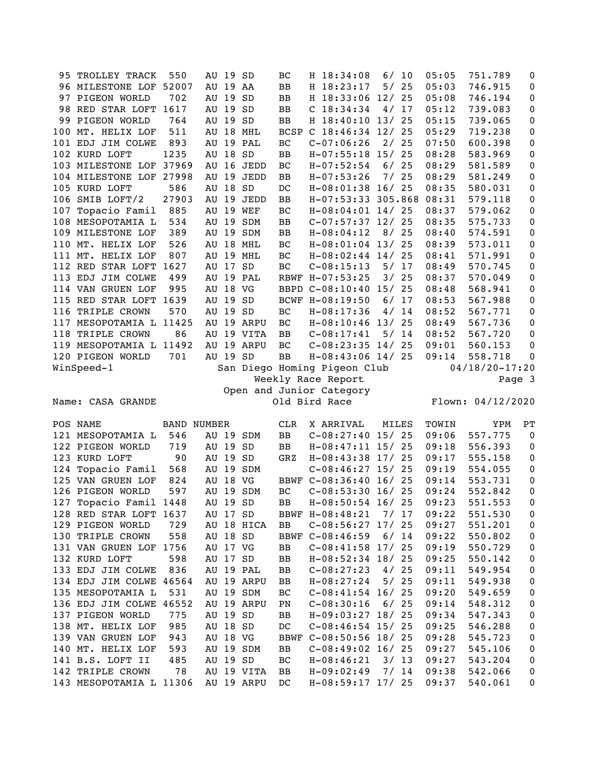| POS | NAME | BAND NUMBER | | | CLR | X ARRIVAL | MILES | TOWIN | YPM | PT |
|---|---|---|---|---|---|---|---|---|---|---|
| 95 | TROLLEY TRACK | 550 | AU 19 | SD | BC | H 18:34:08 | 6/ 10 | 05:05 | 751.789 | 0 |
| 96 | MILESTONE LOF | 52007 | AU 19 | AA | BB | H 18:23:17 | 5/ 25 | 05:03 | 746.915 | 0 |
| 97 | PIGEON WORLD | 702 | AU 19 | SD | BB | H 18:33:06 | 12/ 25 | 05:08 | 746.194 | 0 |
| 98 | RED STAR LOFT | 1617 | AU 19 | SD | BB | C 18:34:34 | 4/ 17 | 05:12 | 739.083 | 0 |
| 99 | PIGEON WORLD | 764 | AU 19 | SD | BB | H 18:40:10 | 13/ 25 | 05:15 | 739.065 | 0 |
| 100 | MT. HELIX LOF | 511 | AU 18 | MHL | BCSP | C 18:46:34 | 12/ 25 | 05:29 | 719.238 | 0 |
| 101 | EDJ JIM COLWE | 893 | AU 19 | PAL | BC | C-07:06:26 | 2/ 25 | 07:50 | 600.398 | 0 |
| 102 | KURD LOFT | 1235 | AU 18 | SD | BB | H-07:55:18 | 15/ 25 | 08:28 | 583.969 | 0 |
| 103 | MILESTONE LOF | 37969 | AU 16 | JEDD | BC | H-07:52:54 | 6/ 25 | 08:29 | 581.589 | 0 |
| 104 | MILESTONE LOF | 27998 | AU 19 | JEDD | BB | H-07:53:26 | 7/ 25 | 08:29 | 581.249 | 0 |
| 105 | KURD LOFT | 586 | AU 18 | SD | DC | H-08:01:38 | 16/ 25 | 08:35 | 580.031 | 0 |
| 106 | SMIB LOFT/2 | 27903 | AU 19 | JEDD | BB | H-07:53:33 | 305.868 | 08:31 | 579.118 | 0 |
| 107 | Topacio Famil | 885 | AU 19 | WEF | BC | H-08:04:01 | 14/ 25 | 08:37 | 579.062 | 0 |
| 108 | MESOPOTAMIA L | 534 | AU 19 | SDM | BB | C-07:57:37 | 12/ 25 | 08:35 | 575.733 | 0 |
| 109 | MILESTONE LOF | 389 | AU 19 | SDM | BB | H-08:04:12 | 8/ 25 | 08:40 | 574.591 | 0 |
| 110 | MT. HELIX LOF | 526 | AU 18 | MHL | BC | H-08:01:04 | 13/ 25 | 08:39 | 573.011 | 0 |
| 111 | MT. HELIX LOF | 807 | AU 19 | MHL | BC | H-08:02:44 | 14/ 25 | 08:41 | 571.991 | 0 |
| 112 | RED STAR LOFT | 1627 | AU 17 | SD | BC | C-08:15:13 | 5/ 17 | 08:49 | 570.745 | 0 |
| 113 | EDJ JIM COLWE | 499 | AU 19 | PAL | RBWF | H-07:53:25 | 3/ 25 | 08:37 | 570.049 | 0 |
| 114 | VAN GRUEN LOF | 995 | AU 18 | VG | BBPD | C-08:10:40 | 15/ 25 | 08:48 | 568.941 | 0 |
| 115 | RED STAR LOFT | 1639 | AU 19 | SD | BCWF | H-08:19:50 | 6/ 17 | 08:53 | 567.988 | 0 |
| 116 | TRIPLE CROWN | 570 | AU 19 | SD | BC | H-08:17:36 | 4/ 14 | 08:52 | 567.771 | 0 |
| 117 | MESOPOTAMIA L | 11425 | AU 19 | ARPU | BC | H-08:10:46 | 13/ 25 | 08:49 | 567.736 | 0 |
| 118 | TRIPLE CROWN | 86 | AU 19 | VITA | BB | C-08:17:41 | 5/ 14 | 08:52 | 567.720 | 0 |
| 119 | MESOPOTAMIA L | 11492 | AU 19 | ARPU | BC | C-08:23:35 | 14/ 25 | 09:01 | 560.153 | 0 |
| 120 | PIGEON WORLD | 701 | AU 19 | SD | BB | H-08:43:06 | 14/ 25 | 09:14 | 558.718 | 0 |

WinSpeed-1 San Diego Homing Pigeon Club 04/18/20-17:20

Weekly Race Report

Open and Junior Category

Name: CASA GRANDE Old Bird Race Flown: 04/12/2020

| POS | NAME | BAND NUMBER | | | CLR | X ARRIVAL | MILES | TOWIN | YPM | PT |
|---|---|---|---|---|---|---|---|---|---|---|
| 121 | MESOPOTAMIA L | 546 | AU 19 | SDM | BB | C-08:27:40 | 15/ 25 | 09:06 | 557.775 | 0 |
| 122 | PIGEON WORLD | 719 | AU 19 | SD | BB | H-08:47:11 | 15/ 25 | 09:18 | 556.393 | 0 |
| 123 | KURD LOFT | 90 | AU 19 | SD | GRZ | H-08:43:38 | 17/ 25 | 09:17 | 555.158 | 0 |
| 124 | Topacio Famil | 568 | AU 19 | SDM | | C-08:46:27 | 15/ 25 | 09:19 | 554.055 | 0 |
| 125 | VAN GRUEN LOF | 824 | AU 18 | VG | BBWF | C-08:36:40 | 16/ 25 | 09:14 | 553.731 | 0 |
| 126 | PIGEON WORLD | 597 | AU 19 | SDM | BC | C-08:53:30 | 16/ 25 | 09:24 | 552.842 | 0 |
| 127 | Topacio Famil | 1448 | AU 19 | SD | BB | H-08:50:54 | 16/ 25 | 09:23 | 551.553 | 0 |
| 128 | RED STAR LOFT | 1637 | AU 17 | SD | BBWF | H-08:48:21 | 7/ 17 | 09:22 | 551.530 | 0 |
| 129 | PIGEON WORLD | 729 | AU 18 | HICA | BB | C-08:56:27 | 17/ 25 | 09:27 | 551.201 | 0 |
| 130 | TRIPLE CROWN | 558 | AU 18 | SD | BBWF | C-08:46:59 | 6/ 14 | 09:22 | 550.802 | 0 |
| 131 | VAN GRUEN LOF | 1756 | AU 17 | VG | BB | C-08:41:58 | 17/ 25 | 09:19 | 550.729 | 0 |
| 132 | KURD LOFT | 598 | AU 17 | SD | BB | H-08:52:34 | 18/ 25 | 09:25 | 550.142 | 0 |
| 133 | EDJ JIM COLWE | 836 | AU 19 | PAL | BB | C-08:27:23 | 4/ 25 | 09:11 | 549.954 | 0 |
| 134 | EDJ JIM COLWE | 46564 | AU 19 | ARPU | BB | H-08:27:24 | 5/ 25 | 09:11 | 549.938 | 0 |
| 135 | MESOPOTAMIA L | 531 | AU 19 | SDM | BC | C-08:41:54 | 16/ 25 | 09:20 | 549.659 | 0 |
| 136 | EDJ JIM COLWE | 46552 | AU 19 | ARPU | PN | C-08:30:16 | 6/ 25 | 09:14 | 548.312 | 0 |
| 137 | PIGEON WORLD | 775 | AU 19 | SD | BB | H-09:03:27 | 18/ 25 | 09:34 | 547.343 | 0 |
| 138 | MT. HELIX LOF | 985 | AU 18 | SD | DC | C-08:46:54 | 15/ 25 | 09:25 | 546.288 | 0 |
| 139 | VAN GRUEN LOF | 943 | AU 18 | VG | BBWF | C-08:50:56 | 18/ 25 | 09:28 | 545.723 | 0 |
| 140 | MT. HELIX LOF | 593 | AU 19 | SDM | BB | C-08:49:02 | 16/ 25 | 09:27 | 545.106 | 0 |
| 141 | B.S. LOFT II | 485 | AU 19 | SD | BC | H-08:46:21 | 3/ 13 | 09:27 | 543.204 | 0 |
| 142 | TRIPLE CROWN | 78 | AU 19 | VITA | BB | H-09:02:49 | 7/ 14 | 09:38 | 542.066 | 0 |
| 143 | MESOPOTAMIA L | 11306 | AU 19 | ARPU | DC | H-08:59:17 | 17/ 25 | 09:37 | 540.061 | 0 |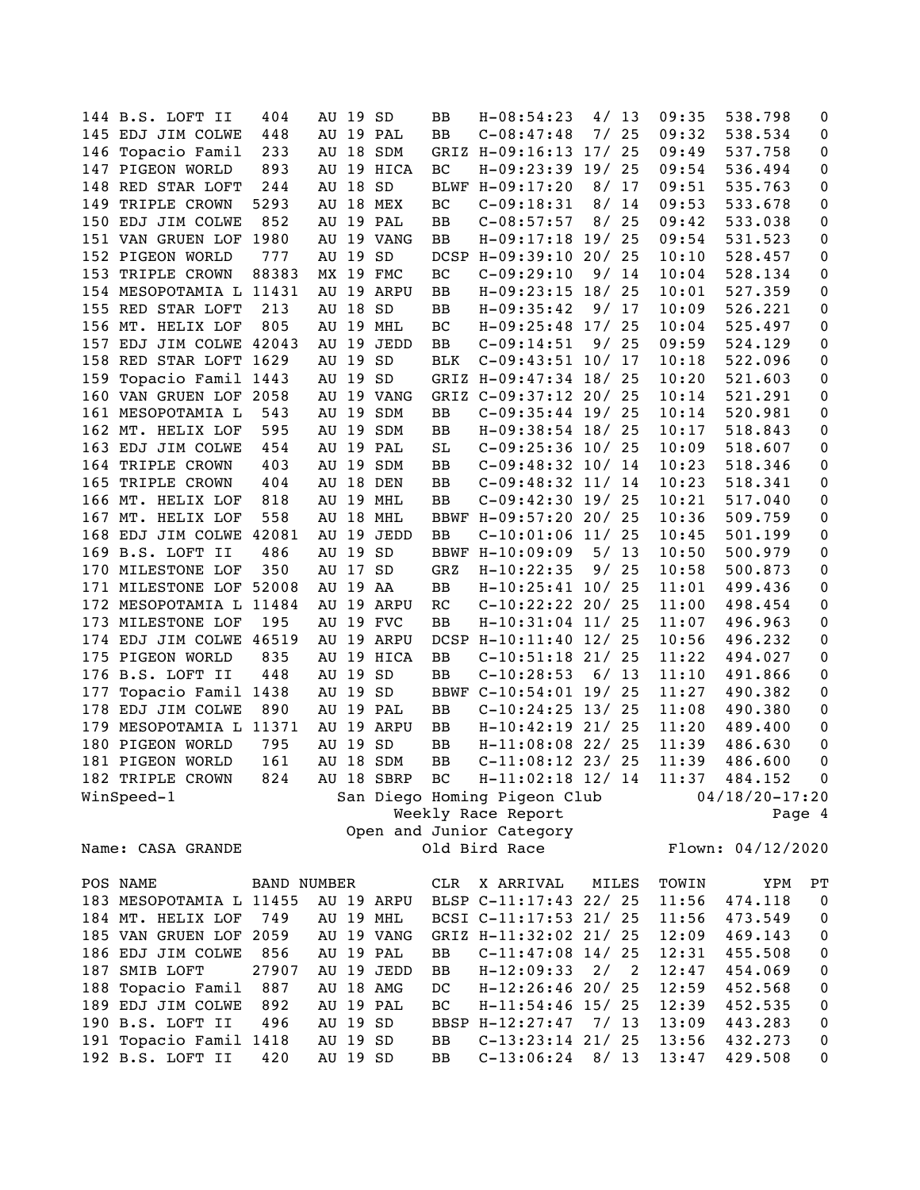| POS | NAME | BAND NUMBER | | | CLR | X ARRIVAL | MILES | TOWIN | YPM | PT |
|---|---|---|---|---|---|---|---|---|---|---|
| 144 | B.S. LOFT II | 404 | AU 19 | SD | BB | H-08:54:23 | 4/ 13 | 09:35 | 538.798 | 0 |
| 145 | EDJ JIM COLWE | 448 | AU 19 | PAL | BB | C-08:47:48 | 7/ 25 | 09:32 | 538.534 | 0 |
| 146 | Topacio Famil | 233 | AU 18 | SDM | GRIZ | H-09:16:13 | 17/ 25 | 09:49 | 537.758 | 0 |
| 147 | PIGEON WORLD | 893 | AU 19 | HICA | BC | H-09:23:39 | 19/ 25 | 09:54 | 536.494 | 0 |
| 148 | RED STAR LOFT | 244 | AU 18 | SD | BLWF | H-09:17:20 | 8/ 17 | 09:51 | 535.763 | 0 |
| 149 | TRIPLE CROWN | 5293 | AU 18 | MEX | BC | C-09:18:31 | 8/ 14 | 09:53 | 533.678 | 0 |
| 150 | EDJ JIM COLWE | 852 | AU 19 | PAL | BB | C-08:57:57 | 8/ 25 | 09:42 | 533.038 | 0 |
| 151 | VAN GRUEN LOF | 1980 | AU 19 | VANG | BB | H-09:17:18 | 19/ 25 | 09:54 | 531.523 | 0 |
| 152 | PIGEON WORLD | 777 | AU 19 | SD | DCSP | H-09:39:10 | 20/ 25 | 10:10 | 528.457 | 0 |
| 153 | TRIPLE CROWN | 88383 | MX 19 | FMC | BC | C-09:29:10 | 9/ 14 | 10:04 | 528.134 | 0 |
| 154 | MESOPOTAMIA L | 11431 | AU 19 | ARPU | BB | H-09:23:15 | 18/ 25 | 10:01 | 527.359 | 0 |
| 155 | RED STAR LOFT | 213 | AU 18 | SD | BB | H-09:35:42 | 9/ 17 | 10:09 | 526.221 | 0 |
| 156 | MT. HELIX LOF | 805 | AU 19 | MHL | BC | H-09:25:48 | 17/ 25 | 10:04 | 525.497 | 0 |
| 157 | EDJ JIM COLWE | 42043 | AU 19 | JEDD | BB | C-09:14:51 | 9/ 25 | 09:59 | 524.129 | 0 |
| 158 | RED STAR LOFT | 1629 | AU 19 | SD | BLK | C-09:43:51 | 10/ 17 | 10:18 | 522.096 | 0 |
| 159 | Topacio Famil | 1443 | AU 19 | SD | GRIZ | H-09:47:34 | 18/ 25 | 10:20 | 521.603 | 0 |
| 160 | VAN GRUEN LOF | 2058 | AU 19 | VANG | GRIZ | C-09:37:12 | 20/ 25 | 10:14 | 521.291 | 0 |
| 161 | MESOPOTAMIA L | 543 | AU 19 | SDM | BB | C-09:35:44 | 19/ 25 | 10:14 | 520.981 | 0 |
| 162 | MT. HELIX LOF | 595 | AU 19 | SDM | BB | H-09:38:54 | 18/ 25 | 10:17 | 518.843 | 0 |
| 163 | EDJ JIM COLWE | 454 | AU 19 | PAL | SL | C-09:25:36 | 10/ 25 | 10:09 | 518.607 | 0 |
| 164 | TRIPLE CROWN | 403 | AU 19 | SDM | BB | C-09:48:32 | 10/ 14 | 10:23 | 518.346 | 0 |
| 165 | TRIPLE CROWN | 404 | AU 18 | DEN | BB | C-09:48:32 | 11/ 14 | 10:23 | 518.341 | 0 |
| 166 | MT. HELIX LOF | 818 | AU 19 | MHL | BB | C-09:42:30 | 19/ 25 | 10:21 | 517.040 | 0 |
| 167 | MT. HELIX LOF | 558 | AU 18 | MHL | BBWF | H-09:57:20 | 20/ 25 | 10:36 | 509.759 | 0 |
| 168 | EDJ JIM COLWE | 42081 | AU 19 | JEDD | BB | C-10:01:06 | 11/ 25 | 10:45 | 501.199 | 0 |
| 169 | B.S. LOFT II | 486 | AU 19 | SD | BBWF | H-10:09:09 | 5/ 13 | 10:50 | 500.979 | 0 |
| 170 | MILESTONE LOF | 350 | AU 17 | SD | GRZ | H-10:22:35 | 9/ 25 | 10:58 | 500.873 | 0 |
| 171 | MILESTONE LOF | 52008 | AU 19 | AA | BB | H-10:25:41 | 10/ 25 | 11:01 | 499.436 | 0 |
| 172 | MESOPOTAMIA L | 11484 | AU 19 | ARPU | RC | C-10:22:22 | 20/ 25 | 11:00 | 498.454 | 0 |
| 173 | MILESTONE LOF | 195 | AU 19 | FVC | BB | H-10:31:04 | 11/ 25 | 11:07 | 496.963 | 0 |
| 174 | EDJ JIM COLWE | 46519 | AU 19 | ARPU | DCSP | H-10:11:40 | 12/ 25 | 10:56 | 496.232 | 0 |
| 175 | PIGEON WORLD | 835 | AU 19 | HICA | BB | C-10:51:18 | 21/ 25 | 11:22 | 494.027 | 0 |
| 176 | B.S. LOFT II | 448 | AU 19 | SD | BB | C-10:28:53 | 6/ 13 | 11:10 | 491.866 | 0 |
| 177 | Topacio Famil | 1438 | AU 19 | SD | BBWF | C-10:54:01 | 19/ 25 | 11:27 | 490.382 | 0 |
| 178 | EDJ JIM COLWE | 890 | AU 19 | PAL | BB | C-10:24:25 | 13/ 25 | 11:08 | 490.380 | 0 |
| 179 | MESOPOTAMIA L | 11371 | AU 19 | ARPU | BB | H-10:42:19 | 21/ 25 | 11:20 | 489.400 | 0 |
| 180 | PIGEON WORLD | 795 | AU 19 | SD | BB | H-11:08:08 | 22/ 25 | 11:39 | 486.630 | 0 |
| 181 | PIGEON WORLD | 161 | AU 18 | SDM | BB | C-11:08:12 | 23/ 25 | 11:39 | 486.600 | 0 |
| 182 | TRIPLE CROWN | 824 | AU 18 | SBRP | BC | H-11:02:18 | 12/ 14 | 11:37 | 484.152 | 0 |

WinSpeed-1 San Diego Homing Pigeon Club 04/18/20-17:20

Weekly Race Report

Open and Junior Category

Name: CASA GRANDE Old Bird Race Flown: 04/12/2020

| POS | NAME | BAND NUMBER | | | CLR | X ARRIVAL | MILES | TOWIN | YPM | PT |
|---|---|---|---|---|---|---|---|---|---|---|
| 183 | MESOPOTAMIA L | 11455 | AU 19 | ARPU | BLSP | C-11:17:43 | 22/ 25 | 11:56 | 474.118 | 0 |
| 184 | MT. HELIX LOF | 749 | AU 19 | MHL | BCSI | C-11:17:53 | 21/ 25 | 11:56 | 473.549 | 0 |
| 185 | VAN GRUEN LOF | 2059 | AU 19 | VANG | GRIZ | H-11:32:02 | 21/ 25 | 12:09 | 469.143 | 0 |
| 186 | EDJ JIM COLWE | 856 | AU 19 | PAL | BB | C-11:47:08 | 14/ 25 | 12:31 | 455.508 | 0 |
| 187 | SMIB LOFT | 27907 | AU 19 | JEDD | BB | H-12:09:33 | 2/ 2 | 12:47 | 454.069 | 0 |
| 188 | Topacio Famil | 887 | AU 18 | AMG | DC | H-12:26:46 | 20/ 25 | 12:59 | 452.568 | 0 |
| 189 | EDJ JIM COLWE | 892 | AU 19 | PAL | BC | H-11:54:46 | 15/ 25 | 12:39 | 452.535 | 0 |
| 190 | B.S. LOFT II | 496 | AU 19 | SD | BBSP | H-12:27:47 | 7/ 13 | 13:09 | 443.283 | 0 |
| 191 | Topacio Famil | 1418 | AU 19 | SD | BB | C-13:23:14 | 21/ 25 | 13:56 | 432.273 | 0 |
| 192 | B.S. LOFT II | 420 | AU 19 | SD | BB | C-13:06:24 | 8/ 13 | 13:47 | 429.508 | 0 |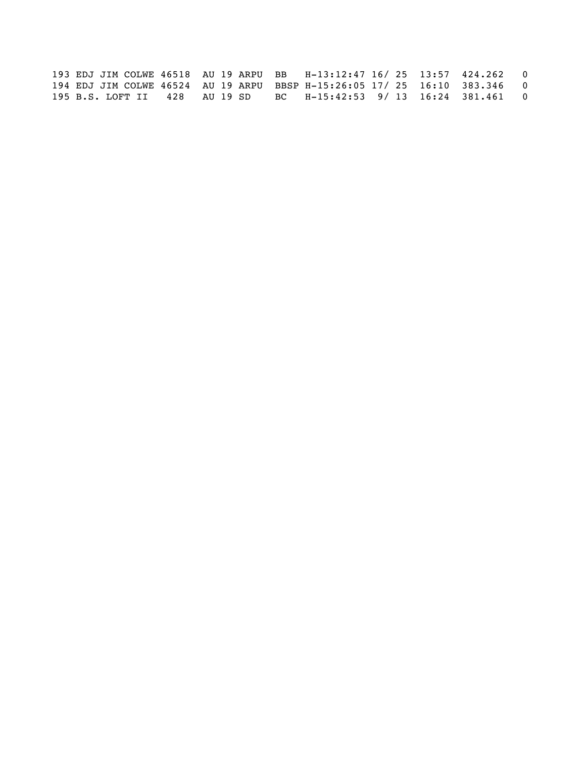| | | | | | | | | | | | | |
|---|---|---|---|---|---|---|---|---|---|---|---|---|
| 193 | EDJ JIM COLWE | 46518 | AU | 19 | ARPU | BB | H-13:12:47 | 16/ | 25 | 13:57 | 424.262 | 0 |
| 194 | EDJ JIM COLWE | 46524 | AU | 19 | ARPU | BBSP | H-15:26:05 | 17/ | 25 | 16:10 | 383.346 | 0 |
| 195 | B.S. LOFT II | 428 | AU | 19 | SD | BC | H-15:42:53 | 9/ | 13 | 16:24 | 381.461 | 0 |